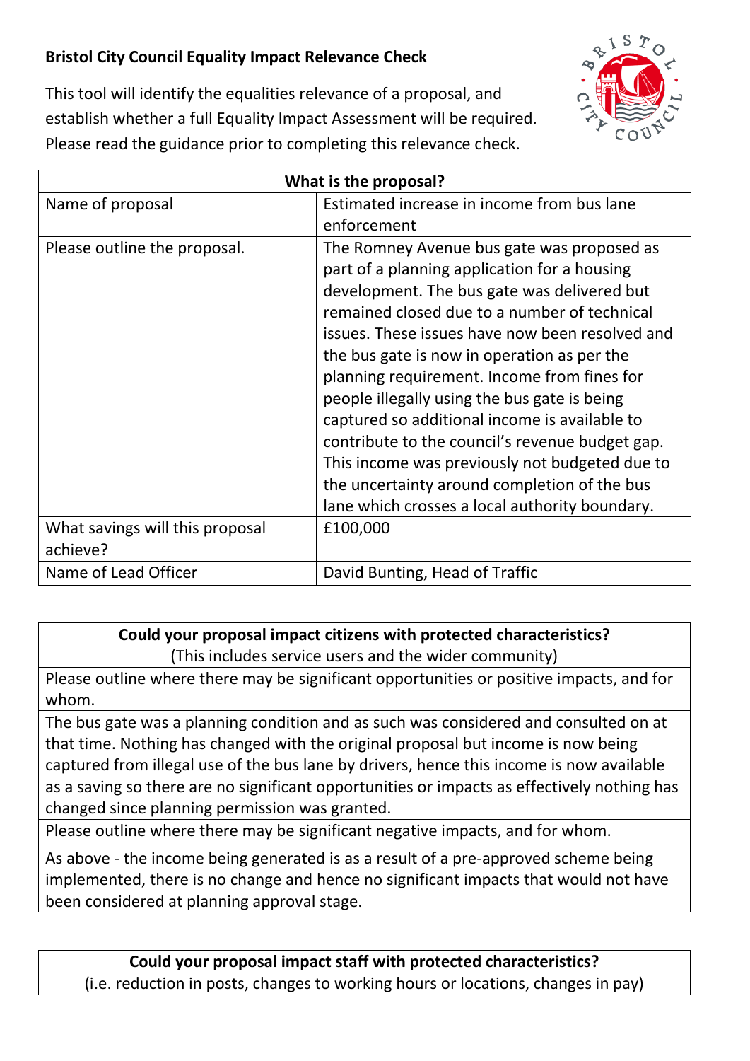# Bristol City Council Equality Impact Relevance Check

This tool will identify the equalities relevance of a proposal, and establish whether a full Equality Impact Assessment will be required. Please read the guidance prior to completing this relevance check.

| What is the proposal? | |
|---|---|
| Name of proposal | Estimated increase in income from bus lane enforcement |
| Please outline the proposal. | The Romney Avenue bus gate was proposed as part of a planning application for a housing development. The bus gate was delivered but remained closed due to a number of technical issues. These issues have now been resolved and the bus gate is now in operation as per the planning requirement. Income from fines for people illegally using the bus gate is being captured so additional income is available to contribute to the council's revenue budget gap. This income was previously not budgeted due to the uncertainty around completion of the bus lane which crosses a local authority boundary. |
| What savings will this proposal achieve? | £100,000 |
| Name of Lead Officer | David Bunting, Head of Traffic |

| **Could your proposal impact citizens with protected characteristics?** (This includes service users and the wider community) |
|---|
| Please outline where there may be significant opportunities or positive impacts, and for whom. |
| The bus gate was a planning condition and as such was considered and consulted on at that time. Nothing has changed with the original proposal but income is now being captured from illegal use of the bus lane by drivers, hence this income is now available as a saving so there are no significant opportunities or impacts as effectively nothing has changed since planning permission was granted. |
| Please outline where there may be significant negative impacts, and for whom. |
| As above - the income being generated is as a result of a pre-approved scheme being implemented, there is no change and hence no significant impacts that would not have been considered at planning approval stage. |

| **Could your proposal impact staff with protected characteristics?** (i.e. reduction in posts, changes to working hours or locations, changes in pay) |
|---|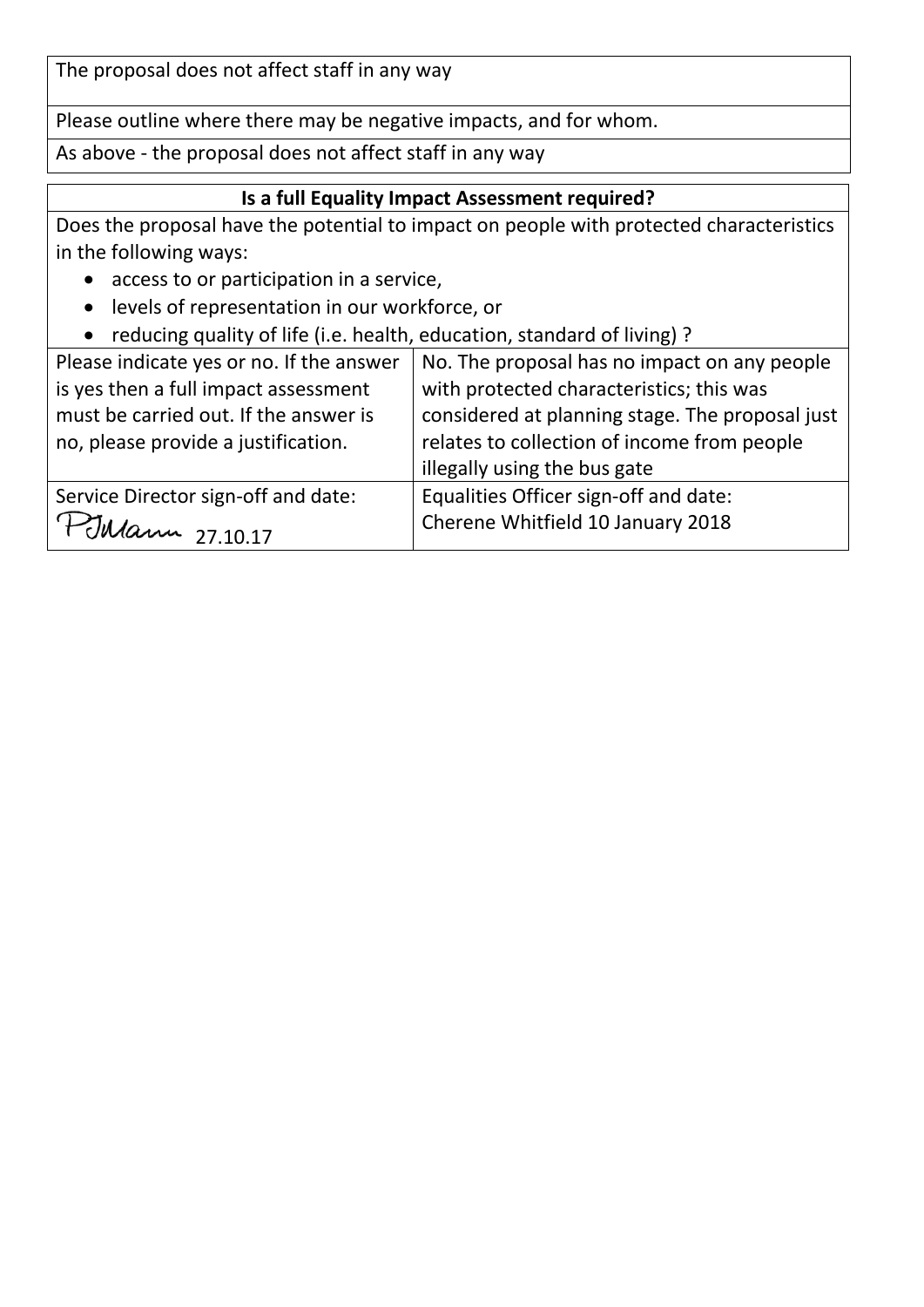| |
|---|
| The proposal does not affect staff in any way |
| Please outline where there may be negative impacts, and for whom. |
| As above - the proposal does not affect staff in any way |

**Is a full Equality Impact Assessment required?**

Does the proposal have the potential to impact on people with protected characteristics in the following ways:

- access to or participation in a service,
- levels of representation in our workforce, or
- reducing quality of life (i.e. health, education, standard of living) ?

| | |
|---|---|
| Please indicate yes or no. If the answer is yes then a full impact assessment must be carried out. If the answer is no, please provide a justification. | No. The proposal has no impact on any people with protected characteristics; this was considered at planning stage. The proposal just relates to collection of income from people illegally using the bus gate |
| Service Director sign-off and date: PJMann 27.10.17 | Equalities Officer sign-off and date: Cherene Whitfield 10 January 2018 |